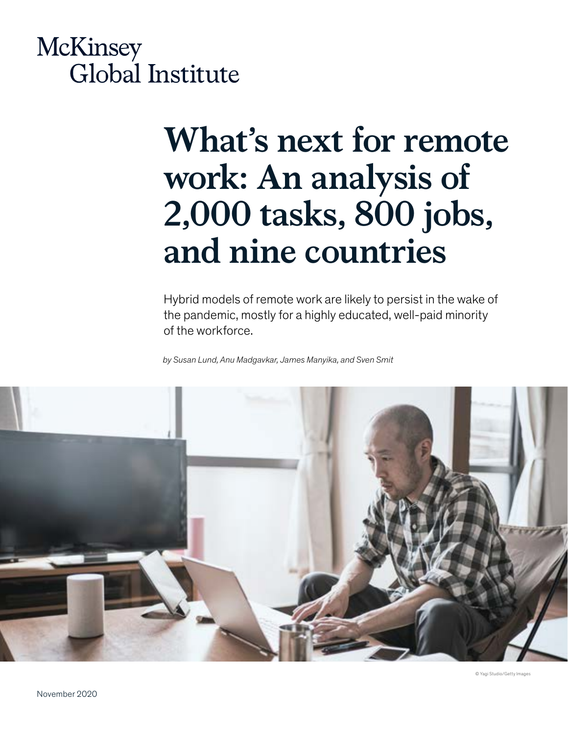McKinsey Global Institute

# What's next for remote work: An analysis of 2,000 tasks, 800 jobs, and nine countries

Hybrid models of remote work are likely to persist in the wake of the pandemic, mostly for a highly educated, well-paid minority of the workforce.

*by Susan Lund, Anu Madgavkar, James Manyika, and Sven Smit*

© Yagi Studio/Getty Images

November 2020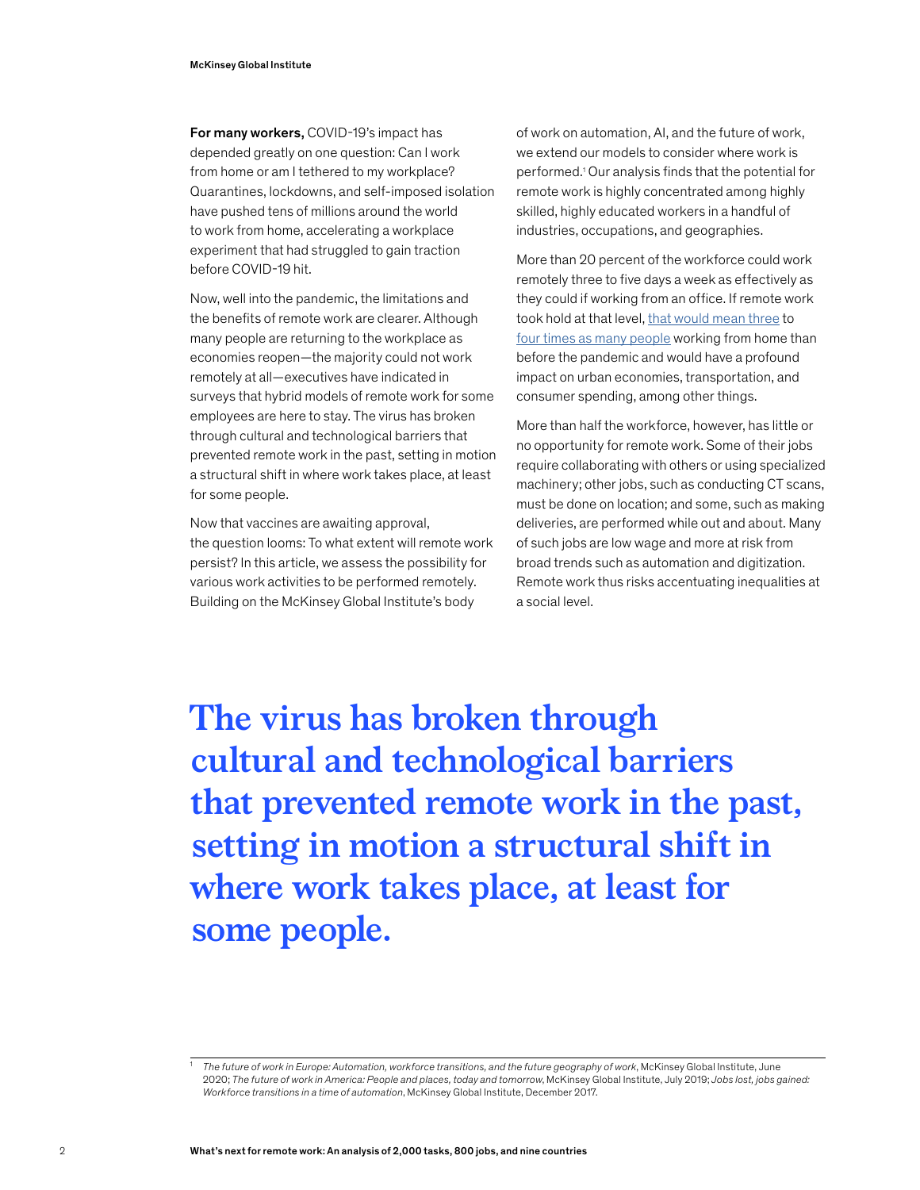**For many workers,** COVID-19's impact has depended greatly on one question: Can I work from home or am I tethered to my workplace? Quarantines, lockdowns, and self-imposed isolation have pushed tens of millions around the world to work from home, accelerating a workplace experiment that had struggled to gain traction before COVID-19 hit.

Now, well into the pandemic, the limitations and the benefits of remote work are clearer. Although many people are returning to the workplace as economies reopen—the majority could not work remotely at all—executives have indicated in surveys that hybrid models of remote work for some employees are here to stay. The virus has broken through cultural and technological barriers that prevented remote work in the past, setting in motion a structural shift in where work takes place, at least for some people.

Now that vaccines are awaiting approval, the question looms: To what extent will remote work persist? In this article, we assess the possibility for various work activities to be performed remotely. Building on the McKinsey Global Institute's body of work on automation, AI, and the future of work, we extend our models to consider where work is performed.[1] Our analysis finds that the potential for remote work is highly concentrated among highly skilled, highly educated workers in a handful of industries, occupations, and geographies.

More than 20 percent of the workforce could work remotely three to five days a week as effectively as they could if working from an office. If remote work took hold at that level, that would mean three to four times as many people working from home than before the pandemic and would have a profound impact on urban economies, transportation, and consumer spending, among other things.

More than half the workforce, however, has little or no opportunity for remote work. Some of their jobs require collaborating with others or using specialized machinery; other jobs, such as conducting CT scans, must be done on location; and some, such as making deliveries, are performed while out and about. Many of such jobs are low wage and more at risk from broad trends such as automation and digitization. Remote work thus risks accentuating inequalities at a social level.

**The virus has broken through cultural and technological barriers that prevented remote work in the past, setting in motion a structural shift in where work takes place, at least for some people.**

---

[1] *The future of work in Europe: Automation, workforce transitions, and the future geography of work*, McKinsey Global Institute, June 2020; *The future of work in America: People and places, today and tomorrow*, McKinsey Global Institute, July 2019; *Jobs lost, jobs gained: Workforce transitions in a time of automation*, McKinsey Global Institute, December 2017.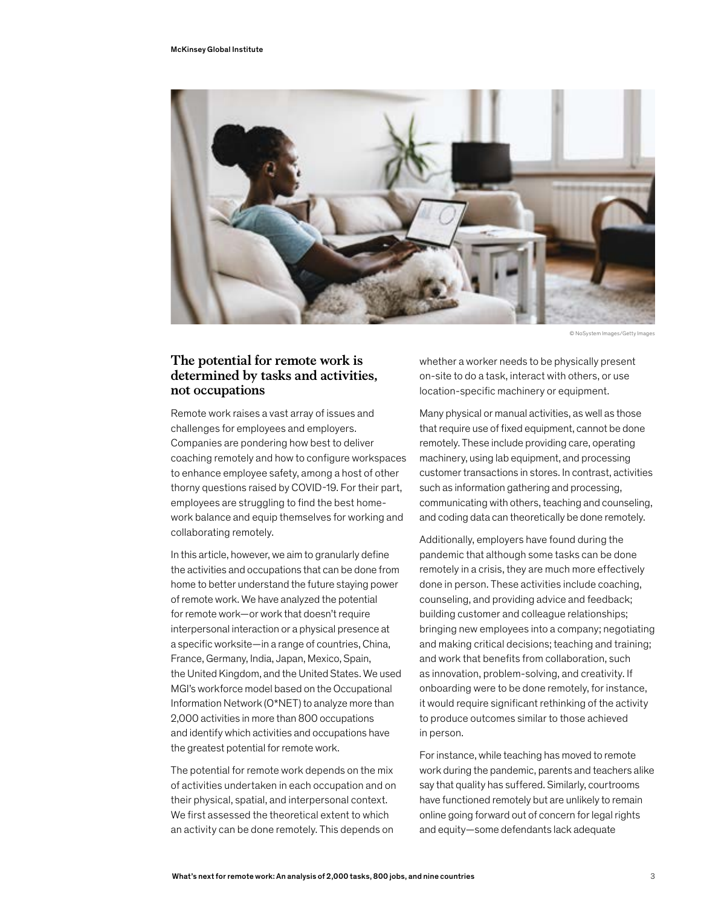© NoSystem Images/Getty Images

## The potential for remote work is determined by tasks and activities, not occupations

Remote work raises a vast array of issues and challenges for employees and employers. Companies are pondering how best to deliver coaching remotely and how to configure workspaces to enhance employee safety, among a host of other thorny questions raised by COVID-19. For their part, employees are struggling to find the best home-work balance and equip themselves for working and collaborating remotely.

In this article, however, we aim to granularly define the activities and occupations that can be done from home to better understand the future staying power of remote work. We have analyzed the potential for remote work—or work that doesn't require interpersonal interaction or a physical presence at a specific worksite—in a range of countries, China, France, Germany, India, Japan, Mexico, Spain, the United Kingdom, and the United States. We used MGI's workforce model based on the Occupational Information Network (O*NET) to analyze more than 2,000 activities in more than 800 occupations and identify which activities and occupations have the greatest potential for remote work.

The potential for remote work depends on the mix of activities undertaken in each occupation and on their physical, spatial, and interpersonal context. We first assessed the theoretical extent to which an activity can be done remotely. This depends on whether a worker needs to be physically present on-site to do a task, interact with others, or use location-specific machinery or equipment.

Many physical or manual activities, as well as those that require use of fixed equipment, cannot be done remotely. These include providing care, operating machinery, using lab equipment, and processing customer transactions in stores. In contrast, activities such as information gathering and processing, communicating with others, teaching and counseling, and coding data can theoretically be done remotely.

Additionally, employers have found during the pandemic that although some tasks can be done remotely in a crisis, they are much more effectively done in person. These activities include coaching, counseling, and providing advice and feedback; building customer and colleague relationships; bringing new employees into a company; negotiating and making critical decisions; teaching and training; and work that benefits from collaboration, such as innovation, problem-solving, and creativity. If onboarding were to be done remotely, for instance, it would require significant rethinking of the activity to produce outcomes similar to those achieved in person.

For instance, while teaching has moved to remote work during the pandemic, parents and teachers alike say that quality has suffered. Similarly, courtrooms have functioned remotely but are unlikely to remain online going forward out of concern for legal rights and equity—some defendants lack adequate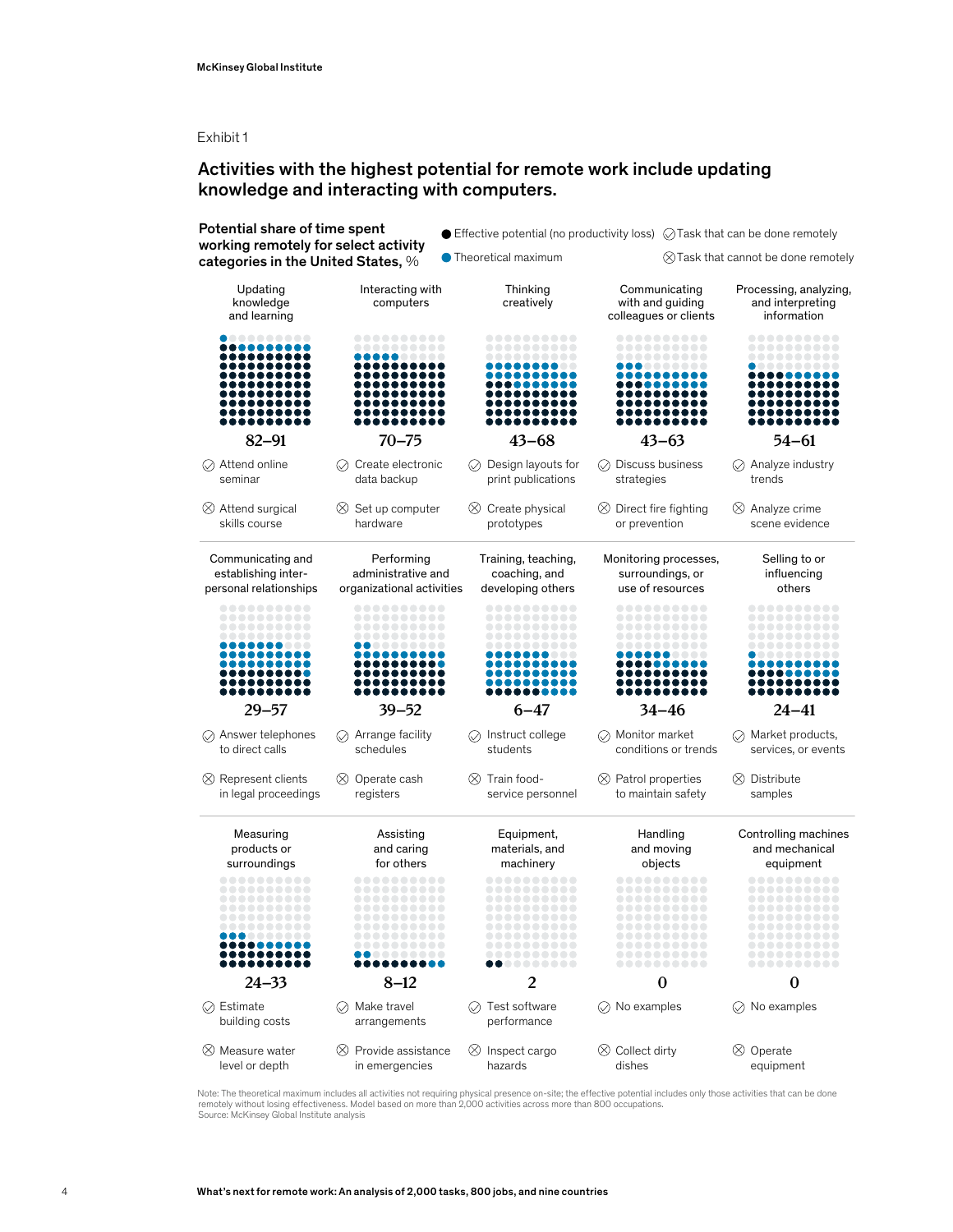Exhibit 1

## Activities with the highest potential for remote work include updating knowledge and interacting with computers.

**Potential share of time spent working remotely for select activity categories in the United States, %**

● Effective potential (no productivity loss) ● Theoretical maximum

✓ Task that can be done remotely ⊗ Task that cannot be done remotely

| Activity category | Potential share, % | Task that can be done remotely | Task that cannot be done remotely |
|---|---|---|---|
| Updating knowledge and learning | 82–91 | Attend online seminar | Attend surgical skills course |
| Interacting with computers | 70–75 | Create electronic data backup | Set up computer hardware |
| Thinking creatively | 43–68 | Design layouts for print publications | Create physical prototypes |
| Communicating with and guiding colleagues or clients | 43–63 | Discuss business strategies | Direct fire fighting or prevention |
| Processing, analyzing, and interpreting information | 54–61 | Analyze industry trends | Analyze crime scene evidence |
| Communicating and establishing interpersonal relationships | 29–57 | Answer telephones to direct calls | Represent clients in legal proceedings |
| Performing administrative and organizational activities | 39–52 | Arrange facility schedules | Operate cash registers |
| Training, teaching, coaching, and developing others | 6–47 | Instruct college students | Train food-service personnel |
| Monitoring processes, surroundings, or use of resources | 34–46 | Monitor market conditions or trends | Patrol properties to maintain safety |
| Selling to or influencing others | 24–41 | Market products, services, or events | Distribute samples |
| Measuring products or surroundings | 24–33 | Estimate building costs | Measure water level or depth |
| Assisting and caring for others | 8–12 | Make travel arrangements | Provide assistance in emergencies |
| Equipment, materials, and machinery | 2 | Test software performance | Inspect cargo hazards |
| Handling and moving objects | 0 | No examples | Collect dirty dishes |
| Controlling machines and mechanical equipment | 0 | No examples | Operate equipment |

Note: The theoretical maximum includes all activities not requiring physical presence on-site; the effective potential includes only those activities that can be done remotely without losing effectiveness. Model based on more than 2,000 activities across more than 800 occupations.
Source: McKinsey Global Institute analysis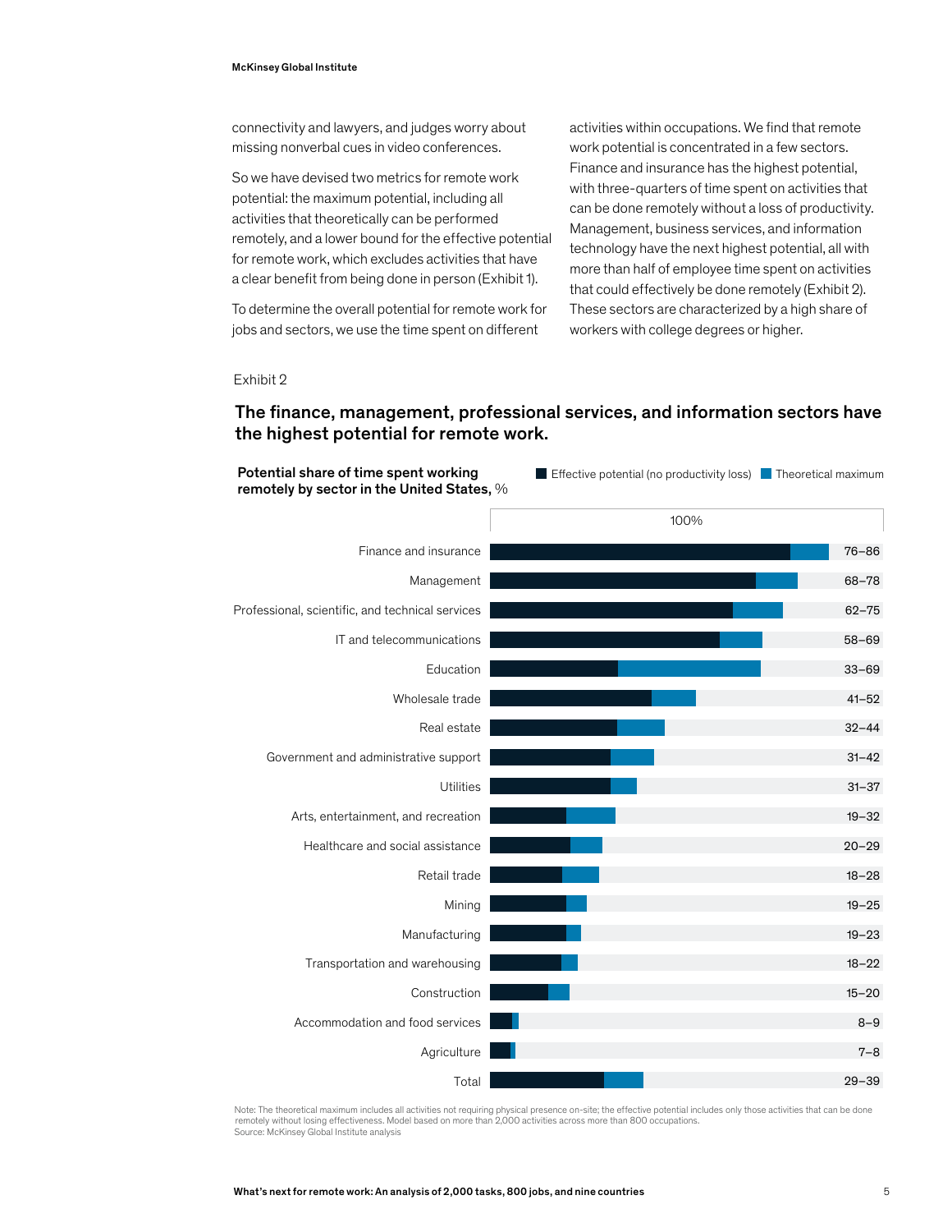connectivity and lawyers, and judges worry about missing nonverbal cues in video conferences.

So we have devised two metrics for remote work potential: the maximum potential, including all activities that theoretically can be performed remotely, and a lower bound for the effective potential for remote work, which excludes activities that have a clear benefit from being done in person (Exhibit 1).

To determine the overall potential for remote work for jobs and sectors, we use the time spent on different activities within occupations. We find that remote work potential is concentrated in a few sectors. Finance and insurance has the highest potential, with three-quarters of time spent on activities that can be done remotely without a loss of productivity. Management, business services, and information technology have the next highest potential, all with more than half of employee time spent on activities that could effectively be done remotely (Exhibit 2). These sectors are characterized by a high share of workers with college degrees or higher.

Exhibit 2

## The finance, management, professional services, and information sectors have the highest potential for remote work.

**Potential share of time spent working remotely by sector in the United States,** %

Effective potential (no productivity loss) / Theoretical maximum

| Sector | Effective potential–Theoretical maximum |
|---|---|
| Finance and insurance | 76–86 |
| Management | 68–78 |
| Professional, scientific, and technical services | 62–75 |
| IT and telecommunications | 58–69 |
| Education | 33–69 |
| Wholesale trade | 41–52 |
| Real estate | 32–44 |
| Government and administrative support | 31–42 |
| Utilities | 31–37 |
| Arts, entertainment, and recreation | 19–32 |
| Healthcare and social assistance | 20–29 |
| Retail trade | 18–28 |
| Mining | 19–25 |
| Manufacturing | 19–23 |
| Transportation and warehousing | 18–22 |
| Construction | 15–20 |
| Accommodation and food services | 8–9 |
| Agriculture | 7–8 |
| Total | 29–39 |

Note: The theoretical maximum includes all activities not requiring physical presence on-site; the effective potential includes only those activities that can be done remotely without losing effectiveness. Model based on more than 2,000 activities across more than 800 occupations.
Source: McKinsey Global Institute analysis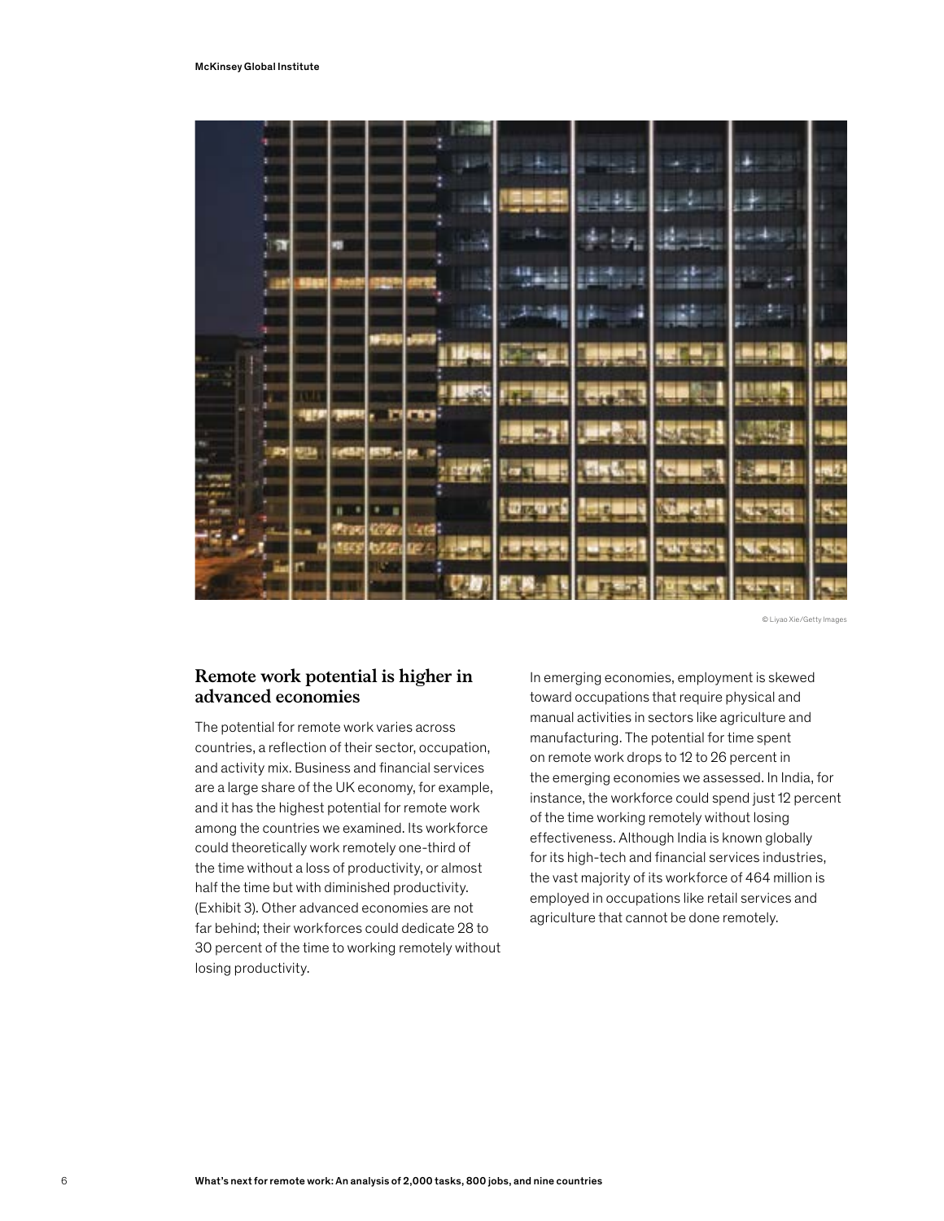© Liyao Xie/Getty Images

## Remote work potential is higher in advanced economies

The potential for remote work varies across countries, a reflection of their sector, occupation, and activity mix. Business and financial services are a large share of the UK economy, for example, and it has the highest potential for remote work among the countries we examined. Its workforce could theoretically work remotely one-third of the time without a loss of productivity, or almost half the time but with diminished productivity. (Exhibit 3). Other advanced economies are not far behind; their workforces could dedicate 28 to 30 percent of the time to working remotely without losing productivity.

In emerging economies, employment is skewed toward occupations that require physical and manual activities in sectors like agriculture and manufacturing. The potential for time spent on remote work drops to 12 to 26 percent in the emerging economies we assessed. In India, for instance, the workforce could spend just 12 percent of the time working remotely without losing effectiveness. Although India is known globally for its high-tech and financial services industries, the vast majority of its workforce of 464 million is employed in occupations like retail services and agriculture that cannot be done remotely.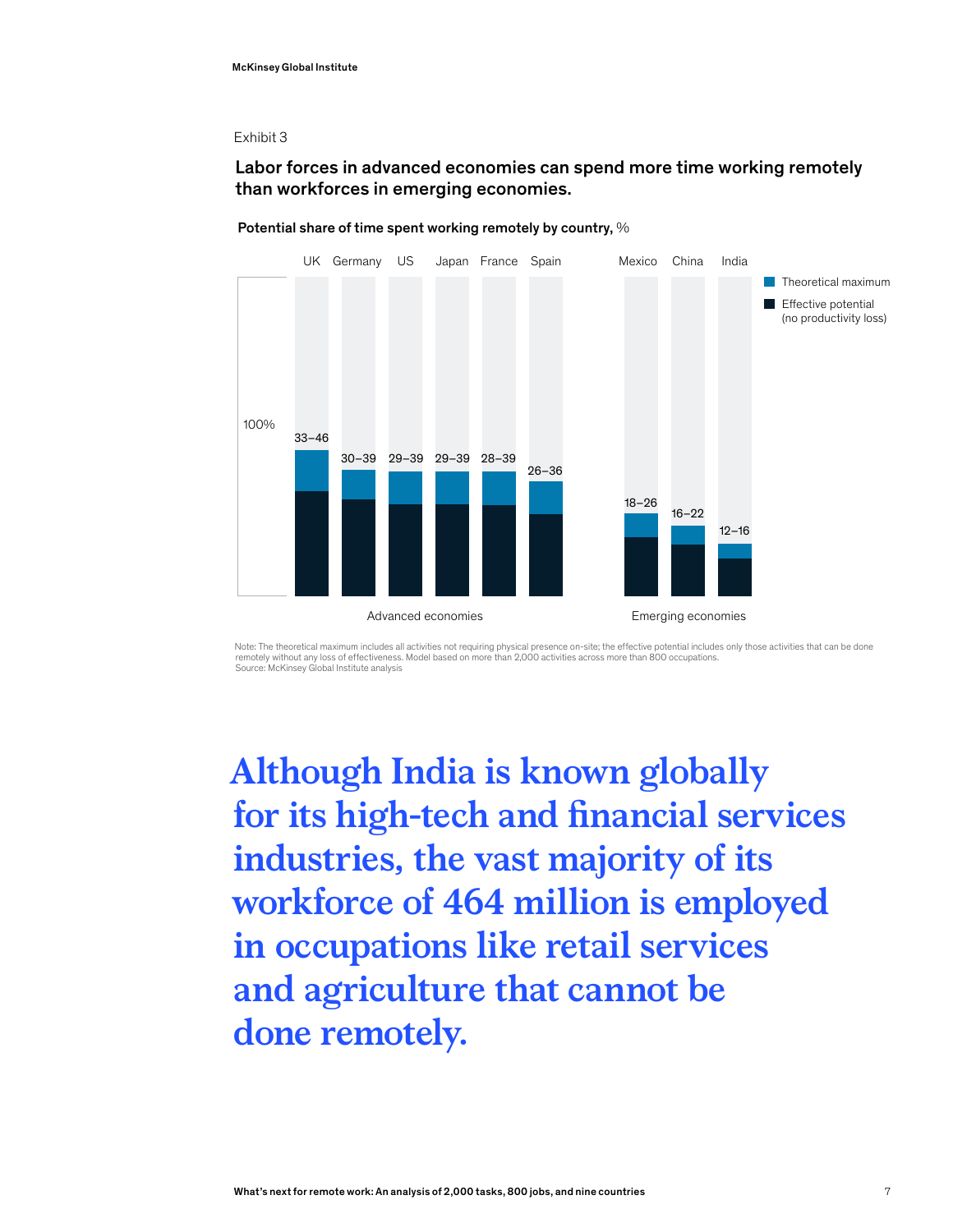Exhibit 3

**Labor forces in advanced economies can spend more time working remotely than workforces in emerging economies.**

**Potential share of time spent working remotely by country,** %

| Country | Group | Potential share of time (Effective potential–Theoretical maximum), % |
|---|---|---|
| UK | Advanced economies | 33–46 |
| Germany | Advanced economies | 30–39 |
| US | Advanced economies | 29–39 |
| Japan | Advanced economies | 29–39 |
| France | Advanced economies | 28–39 |
| Spain | Advanced economies | 26–36 |
| Mexico | Emerging economies | 18–26 |
| China | Emerging economies | 16–22 |
| India | Emerging economies | 12–16 |

Theoretical maximum

Effective potential (no productivity loss)

Note: The theoretical maximum includes all activities not requiring physical presence on-site; the effective potential includes only those activities that can be done remotely without any loss of effectiveness. Model based on more than 2,000 activities across more than 800 occupations.
Source: McKinsey Global Institute analysis

## Although India is known globally for its high-tech and financial services industries, the vast majority of its workforce of 464 million is employed in occupations like retail services and agriculture that cannot be done remotely.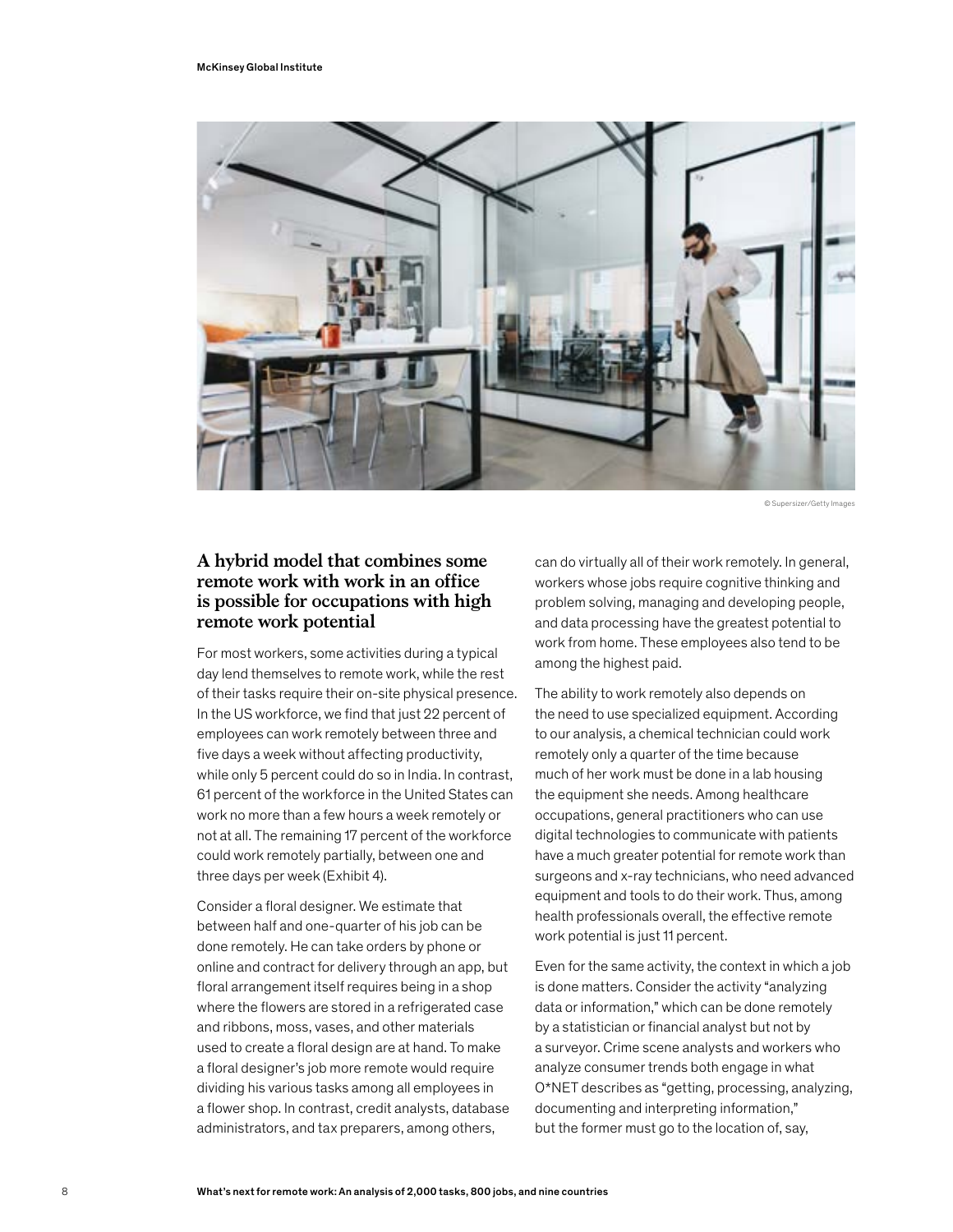© Supersizer/Getty Images

## A hybrid model that combines some remote work with work in an office is possible for occupations with high remote work potential

For most workers, some activities during a typical day lend themselves to remote work, while the rest of their tasks require their on-site physical presence. In the US workforce, we find that just 22 percent of employees can work remotely between three and five days a week without affecting productivity, while only 5 percent could do so in India. In contrast, 61 percent of the workforce in the United States can work no more than a few hours a week remotely or not at all. The remaining 17 percent of the workforce could work remotely partially, between one and three days per week (Exhibit 4).

Consider a floral designer. We estimate that between half and one-quarter of his job can be done remotely. He can take orders by phone or online and contract for delivery through an app, but floral arrangement itself requires being in a shop where the flowers are stored in a refrigerated case and ribbons, moss, vases, and other materials used to create a floral design are at hand. To make a floral designer's job more remote would require dividing his various tasks among all employees in a flower shop. In contrast, credit analysts, database administrators, and tax preparers, among others, can do virtually all of their work remotely. In general, workers whose jobs require cognitive thinking and problem solving, managing and developing people, and data processing have the greatest potential to work from home. These employees also tend to be among the highest paid.

The ability to work remotely also depends on the need to use specialized equipment. According to our analysis, a chemical technician could work remotely only a quarter of the time because much of her work must be done in a lab housing the equipment she needs. Among healthcare occupations, general practitioners who can use digital technologies to communicate with patients have a much greater potential for remote work than surgeons and x-ray technicians, who need advanced equipment and tools to do their work. Thus, among health professionals overall, the effective remote work potential is just 11 percent.

Even for the same activity, the context in which a job is done matters. Consider the activity "analyzing data or information," which can be done remotely by a statistician or financial analyst but not by a surveyor. Crime scene analysts and workers who analyze consumer trends both engage in what O*NET describes as "getting, processing, analyzing, documenting and interpreting information," but the former must go to the location of, say,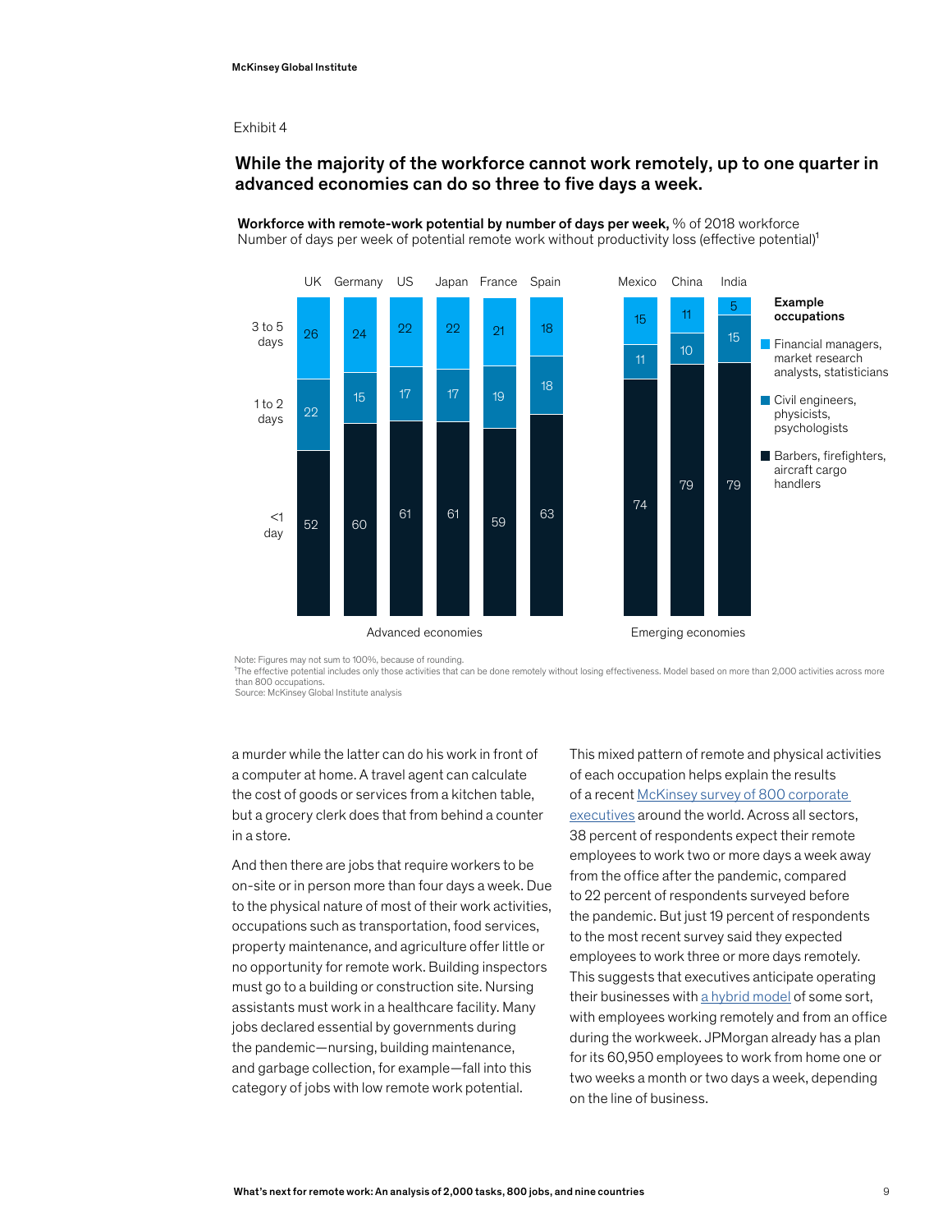Exhibit 4

## While the majority of the workforce cannot work remotely, up to one quarter in advanced economies can do so three to five days a week.

**Workforce with remote-work potential by number of days per week,** % of 2018 workforce
Number of days per week of potential remote work without productivity loss (effective potential)[1]

| | UK | Germany | US | Japan | France | Spain | Mexico | China | India |
|---|---|---|---|---|---|---|---|---|---|
| 3 to 5 days | 26 | 24 | 22 | 22 | 21 | 18 | 15 | 11 | 5 |
| 1 to 2 days | 22 | 15 | 17 | 17 | 19 | 18 | 11 | 10 | 15 |
| <1 day | 52 | 60 | 61 | 61 | 59 | 63 | 74 | 79 | 79 |

UK, Germany, US, Japan, France, Spain: Advanced economies. Mexico, China, India: Emerging economies.

Example occupations:
- 3 to 5 days: Financial managers, market research analysts, statisticians
- 1 to 2 days: Civil engineers, physicists, psychologists
- <1 day: Barbers, firefighters, aircraft cargo handlers

Note: Figures may not sum to 100%, because of rounding.
[1]The effective potential includes only those activities that can be done remotely without losing effectiveness. Model based on more than 2,000 activities across more than 800 occupations.
Source: McKinsey Global Institute analysis

a murder while the latter can do his work in front of a computer at home. A travel agent can calculate the cost of goods or services from a kitchen table, but a grocery clerk does that from behind a counter in a store.

And then there are jobs that require workers to be on-site or in person more than four days a week. Due to the physical nature of most of their work activities, occupations such as transportation, food services, property maintenance, and agriculture offer little or no opportunity for remote work. Building inspectors must go to a building or construction site. Nursing assistants must work in a healthcare facility. Many jobs declared essential by governments during the pandemic—nursing, building maintenance, and garbage collection, for example—fall into this category of jobs with low remote work potential.

This mixed pattern of remote and physical activities of each occupation helps explain the results of a recent McKinsey survey of 800 corporate executives around the world. Across all sectors, 38 percent of respondents expect their remote employees to work two or more days a week away from the office after the pandemic, compared to 22 percent of respondents surveyed before the pandemic. But just 19 percent of respondents to the most recent survey said they expected employees to work three or more days remotely. This suggests that executives anticipate operating their businesses with a hybrid model of some sort, with employees working remotely and from an office during the workweek. JPMorgan already has a plan for its 60,950 employees to work from home one or two weeks a month or two days a week, depending on the line of business.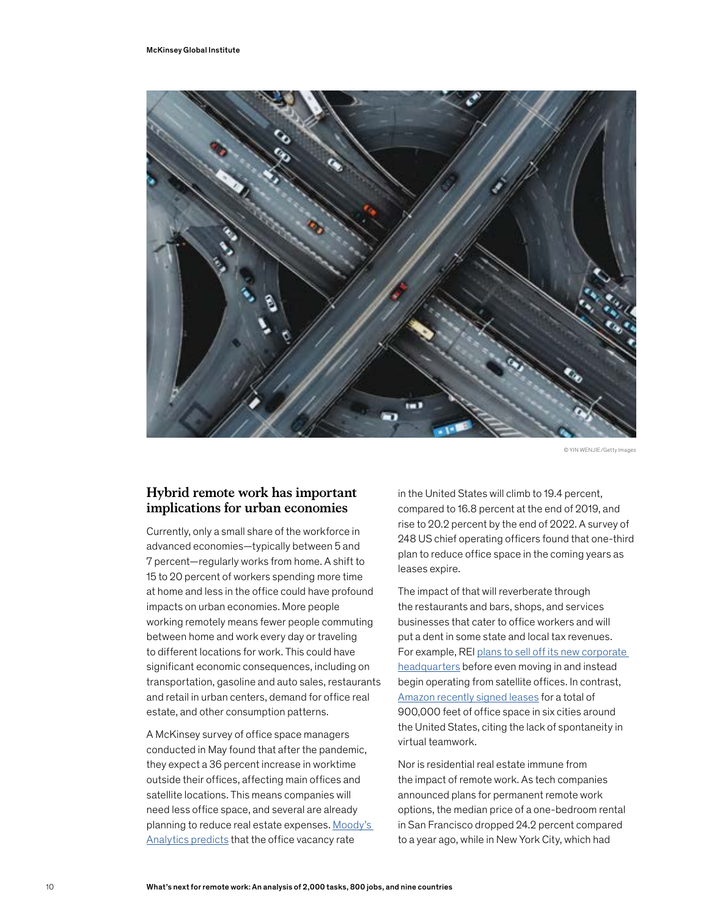© YIN WENJIE/Getty Images

## Hybrid remote work has important implications for urban economies

Currently, only a small share of the workforce in advanced economies—typically between 5 and 7 percent—regularly works from home. A shift to 15 to 20 percent of workers spending more time at home and less in the office could have profound impacts on urban economies. More people working remotely means fewer people commuting between home and work every day or traveling to different locations for work. This could have significant economic consequences, including on transportation, gasoline and auto sales, restaurants and retail in urban centers, demand for office real estate, and other consumption patterns.

A McKinsey survey of office space managers conducted in May found that after the pandemic, they expect a 36 percent increase in worktime outside their offices, affecting main offices and satellite locations. This means companies will need less office space, and several are already planning to reduce real estate expenses. Moody's Analytics predicts that the office vacancy rate in the United States will climb to 19.4 percent, compared to 16.8 percent at the end of 2019, and rise to 20.2 percent by the end of 2022. A survey of 248 US chief operating officers found that one-third plan to reduce office space in the coming years as leases expire.

The impact of that will reverberate through the restaurants and bars, shops, and services businesses that cater to office workers and will put a dent in some state and local tax revenues. For example, REI plans to sell off its new corporate headquarters before even moving in and instead begin operating from satellite offices. In contrast, Amazon recently signed leases for a total of 900,000 feet of office space in six cities around the United States, citing the lack of spontaneity in virtual teamwork.

Nor is residential real estate immune from the impact of remote work. As tech companies announced plans for permanent remote work options, the median price of a one-bedroom rental in San Francisco dropped 24.2 percent compared to a year ago, while in New York City, which had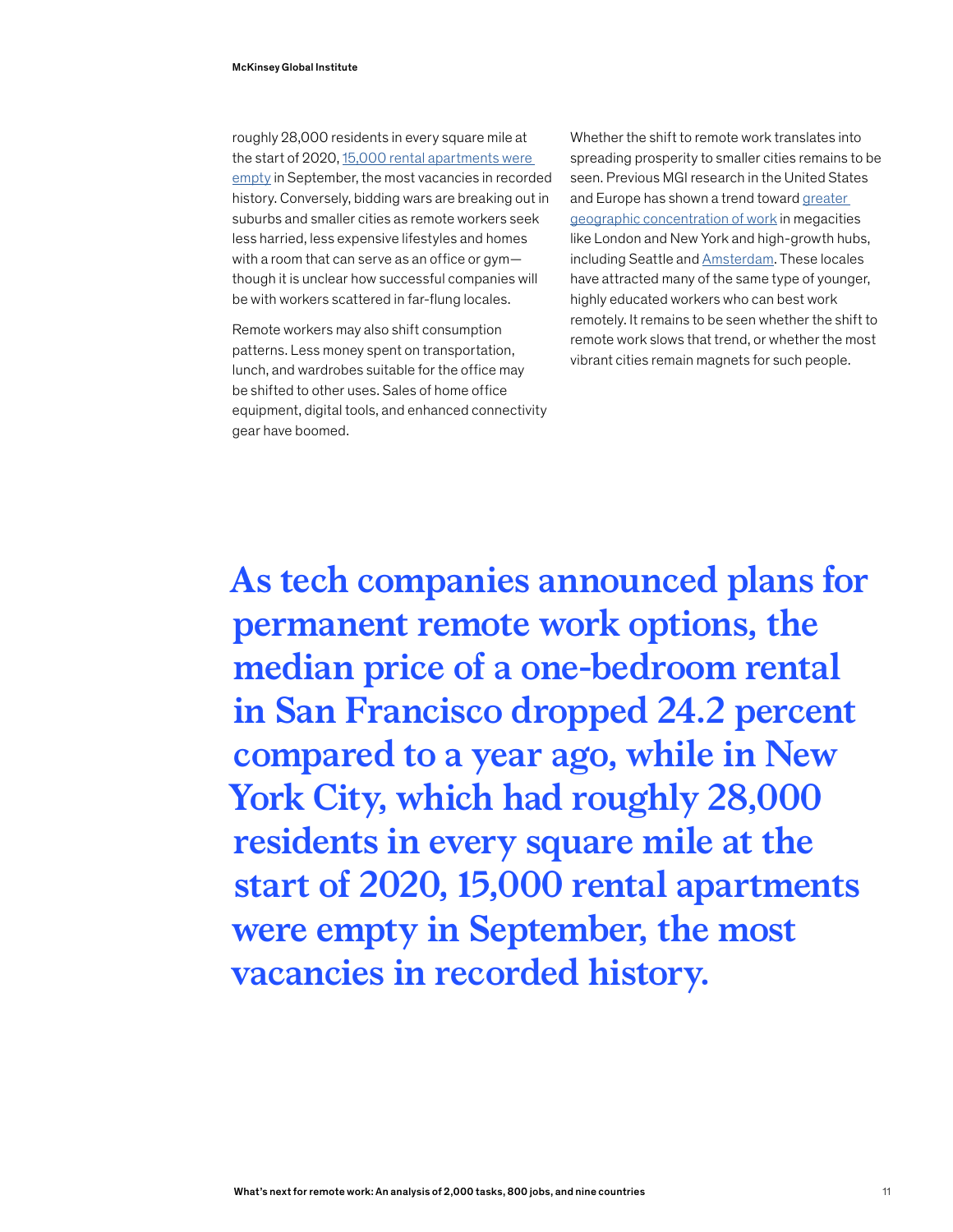roughly 28,000 residents in every square mile at the start of 2020, 15,000 rental apartments were empty in September, the most vacancies in recorded history. Conversely, bidding wars are breaking out in suburbs and smaller cities as remote workers seek less harried, less expensive lifestyles and homes with a room that can serve as an office or gym—though it is unclear how successful companies will be with workers scattered in far-flung locales.

Remote workers may also shift consumption patterns. Less money spent on transportation, lunch, and wardrobes suitable for the office may be shifted to other uses. Sales of home office equipment, digital tools, and enhanced connectivity gear have boomed.

Whether the shift to remote work translates into spreading prosperity to smaller cities remains to be seen. Previous MGI research in the United States and Europe has shown a trend toward greater geographic concentration of work in megacities like London and New York and high-growth hubs, including Seattle and Amsterdam. These locales have attracted many of the same type of younger, highly educated workers who can best work remotely. It remains to be seen whether the shift to remote work slows that trend, or whether the most vibrant cities remain magnets for such people.

**As tech companies announced plans for permanent remote work options, the median price of a one-bedroom rental in San Francisco dropped 24.2 percent compared to a year ago, while in New York City, which had roughly 28,000 residents in every square mile at the start of 2020, 15,000 rental apartments were empty in September, the most vacancies in recorded history.**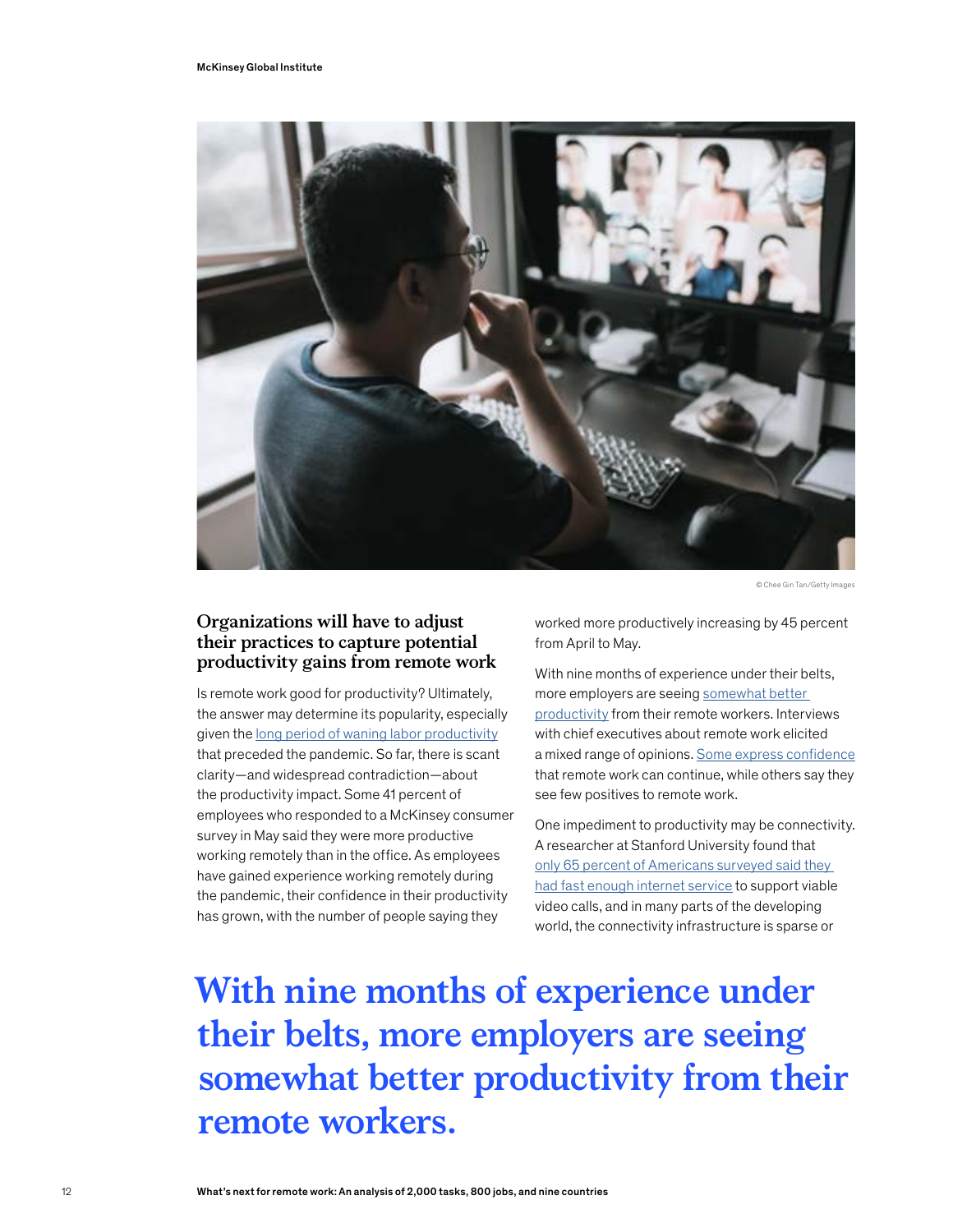© Chee Gin Tan/Getty Images

## Organizations will have to adjust their practices to capture potential productivity gains from remote work

Is remote work good for productivity? Ultimately, the answer may determine its popularity, especially given the long period of waning labor productivity that preceded the pandemic. So far, there is scant clarity—and widespread contradiction—about the productivity impact. Some 41 percent of employees who responded to a McKinsey consumer survey in May said they were more productive working remotely than in the office. As employees have gained experience working remotely during the pandemic, their confidence in their productivity has grown, with the number of people saying they worked more productively increasing by 45 percent from April to May.

With nine months of experience under their belts, more employers are seeing somewhat better productivity from their remote workers. Interviews with chief executives about remote work elicited a mixed range of opinions. Some express confidence that remote work can continue, while others say they see few positives to remote work.

One impediment to productivity may be connectivity. A researcher at Stanford University found that only 65 percent of Americans surveyed said they had fast enough internet service to support viable video calls, and in many parts of the developing world, the connectivity infrastructure is sparse or

**With nine months of experience under their belts, more employers are seeing somewhat better productivity from their remote workers.**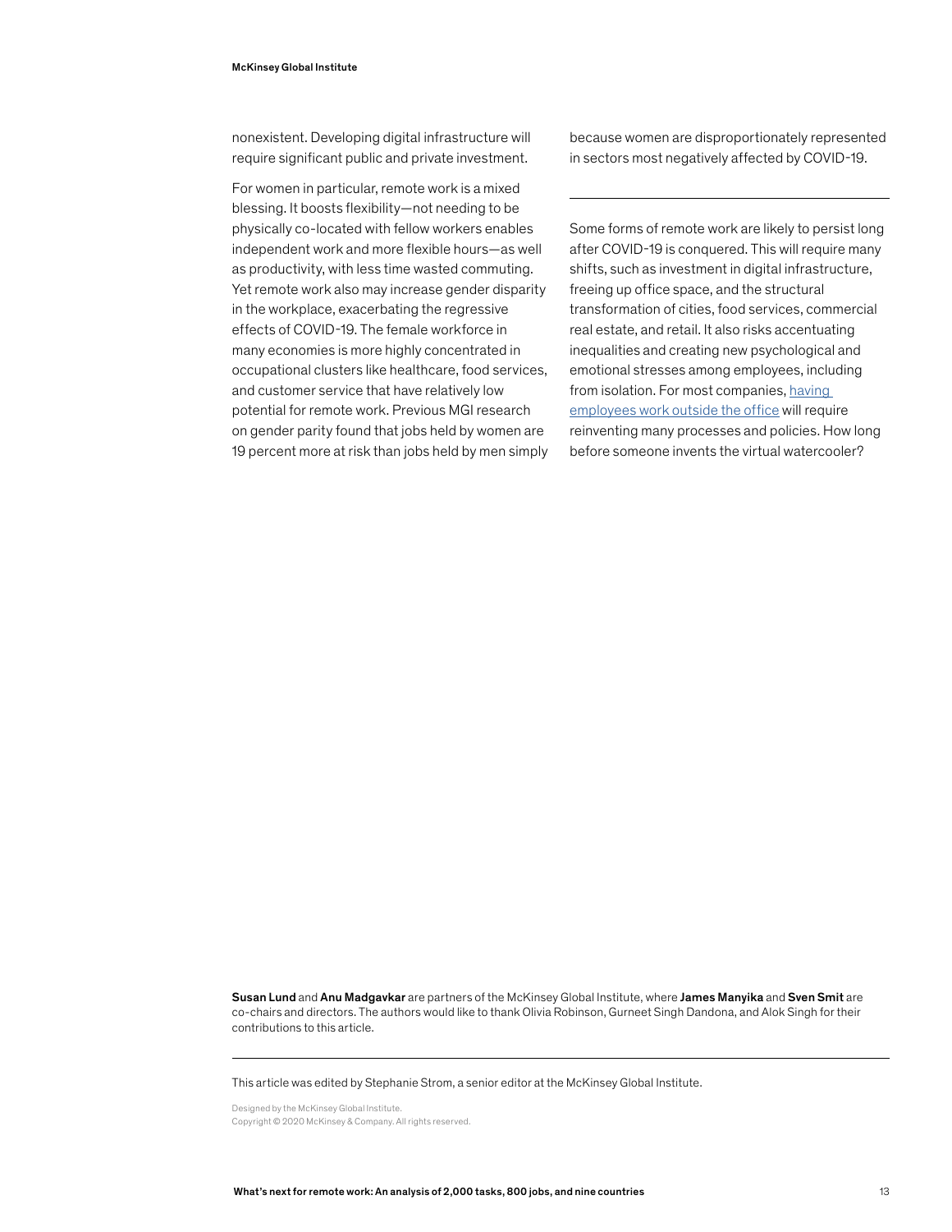nonexistent. Developing digital infrastructure will require significant public and private investment.

For women in particular, remote work is a mixed blessing. It boosts flexibility—not needing to be physically co-located with fellow workers enables independent work and more flexible hours—as well as productivity, with less time wasted commuting. Yet remote work also may increase gender disparity in the workplace, exacerbating the regressive effects of COVID-19. The female workforce in many economies is more highly concentrated in occupational clusters like healthcare, food services, and customer service that have relatively low potential for remote work. Previous MGI research on gender parity found that jobs held by women are 19 percent more at risk than jobs held by men simply because women are disproportionately represented in sectors most negatively affected by COVID-19.

---

Some forms of remote work are likely to persist long after COVID-19 is conquered. This will require many shifts, such as investment in digital infrastructure, freeing up office space, and the structural transformation of cities, food services, commercial real estate, and retail. It also risks accentuating inequalities and creating new psychological and emotional stresses among employees, including from isolation. For most companies, having employees work outside the office will require reinventing many processes and policies. How long before someone invents the virtual watercooler?

**Susan Lund** and **Anu Madgavkar** are partners of the McKinsey Global Institute, where **James Manyika** and **Sven Smit** are co-chairs and directors. The authors would like to thank Olivia Robinson, Gurneet Singh Dandona, and Alok Singh for their contributions to this article.

---

This article was edited by Stephanie Strom, a senior editor at the McKinsey Global Institute.

Designed by the McKinsey Global Institute.
Copyright © 2020 McKinsey & Company. All rights reserved.